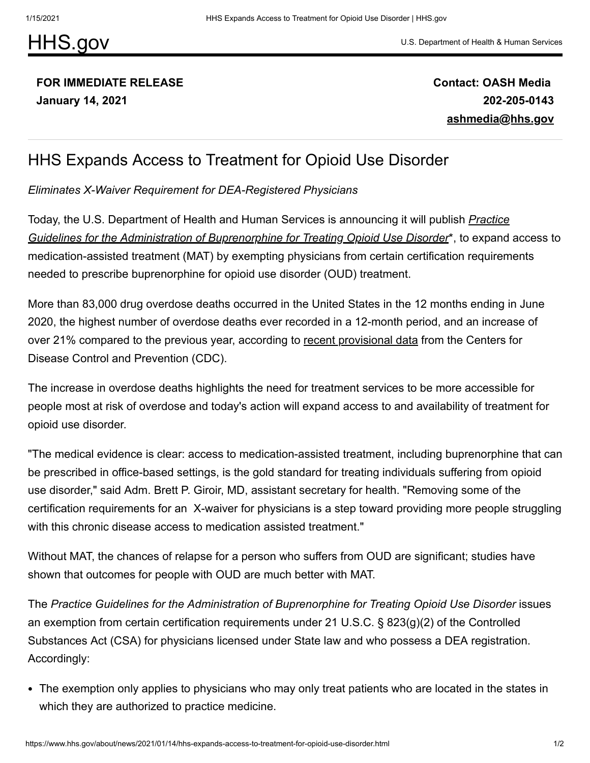# HHS.gov

U.S. Department of Health & Human Services

**FOR IMMEDIATE RELEASE**
**January 14, 2021**

**Contact: OASH Media**
**202-205-0143**
**ashmedia@hhs.gov**

## HHS Expands Access to Treatment for Opioid Use Disorder

*Eliminates X-Waiver Requirement for DEA-Registered Physicians*

Today, the U.S. Department of Health and Human Services is announcing it will publish *Practice Guidelines for the Administration of Buprenorphine for Treating Opioid Use Disorder**, to expand access to medication-assisted treatment (MAT) by exempting physicians from certain certification requirements needed to prescribe buprenorphine for opioid use disorder (OUD) treatment.

More than 83,000 drug overdose deaths occurred in the United States in the 12 months ending in June 2020, the highest number of overdose deaths ever recorded in a 12-month period, and an increase of over 21% compared to the previous year, according to recent provisional data from the Centers for Disease Control and Prevention (CDC).

The increase in overdose deaths highlights the need for treatment services to be more accessible for people most at risk of overdose and today's action will expand access to and availability of treatment for opioid use disorder.

"The medical evidence is clear: access to medication-assisted treatment, including buprenorphine that can be prescribed in office-based settings, is the gold standard for treating individuals suffering from opioid use disorder," said Adm. Brett P. Giroir, MD, assistant secretary for health. "Removing some of the certification requirements for an X-waiver for physicians is a step toward providing more people struggling with this chronic disease access to medication assisted treatment."

Without MAT, the chances of relapse for a person who suffers from OUD are significant; studies have shown that outcomes for people with OUD are much better with MAT.

The *Practice Guidelines for the Administration of Buprenorphine for Treating Opioid Use Disorder* issues an exemption from certain certification requirements under 21 U.S.C. § 823(g)(2) of the Controlled Substances Act (CSA) for physicians licensed under State law and who possess a DEA registration. Accordingly:

- The exemption only applies to physicians who may only treat patients who are located in the states in which they are authorized to practice medicine.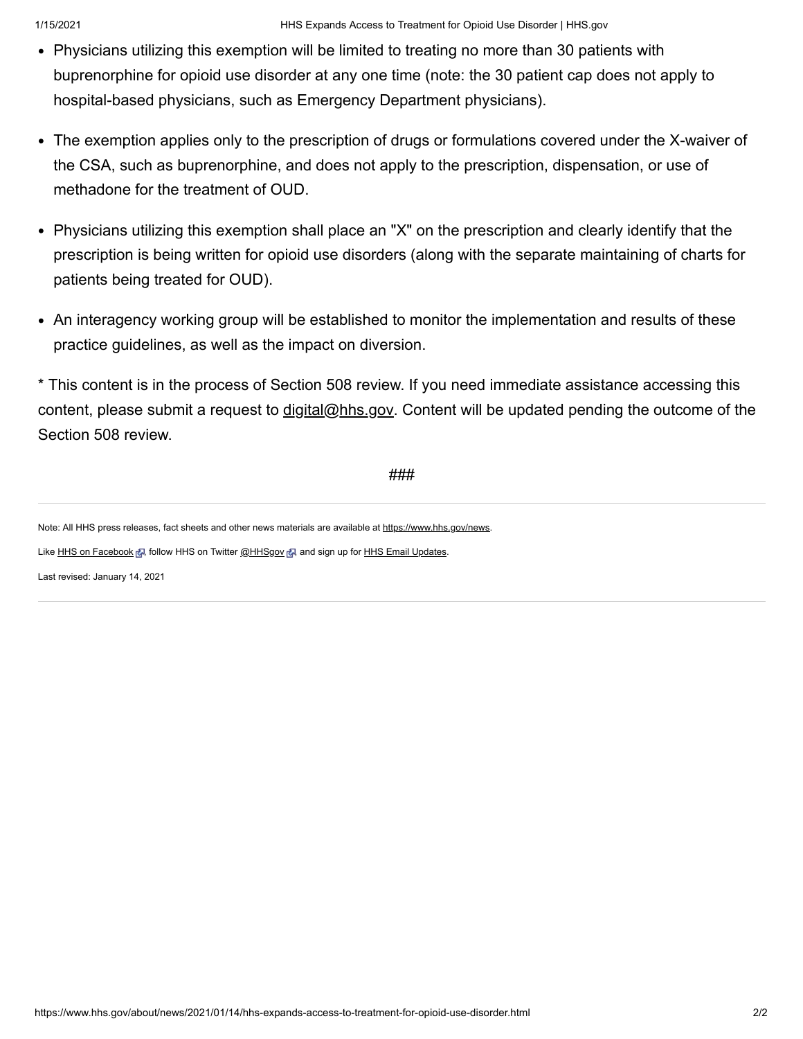- Physicians utilizing this exemption will be limited to treating no more than 30 patients with buprenorphine for opioid use disorder at any one time (note: the 30 patient cap does not apply to hospital-based physicians, such as Emergency Department physicians).
- The exemption applies only to the prescription of drugs or formulations covered under the X-waiver of the CSA, such as buprenorphine, and does not apply to the prescription, dispensation, or use of methadone for the treatment of OUD.
- Physicians utilizing this exemption shall place an "X" on the prescription and clearly identify that the prescription is being written for opioid use disorders (along with the separate maintaining of charts for patients being treated for OUD).
- An interagency working group will be established to monitor the implementation and results of these practice guidelines, as well as the impact on diversion.

* This content is in the process of Section 508 review. If you need immediate assistance accessing this content, please submit a request to digital@hhs.gov. Content will be updated pending the outcome of the Section 508 review.

###

---

Note: All HHS press releases, fact sheets and other news materials are available at https://www.hhs.gov/news.

Like HHS on Facebook, follow HHS on Twitter @HHSgov and sign up for HHS Email Updates.

Last revised: January 14, 2021